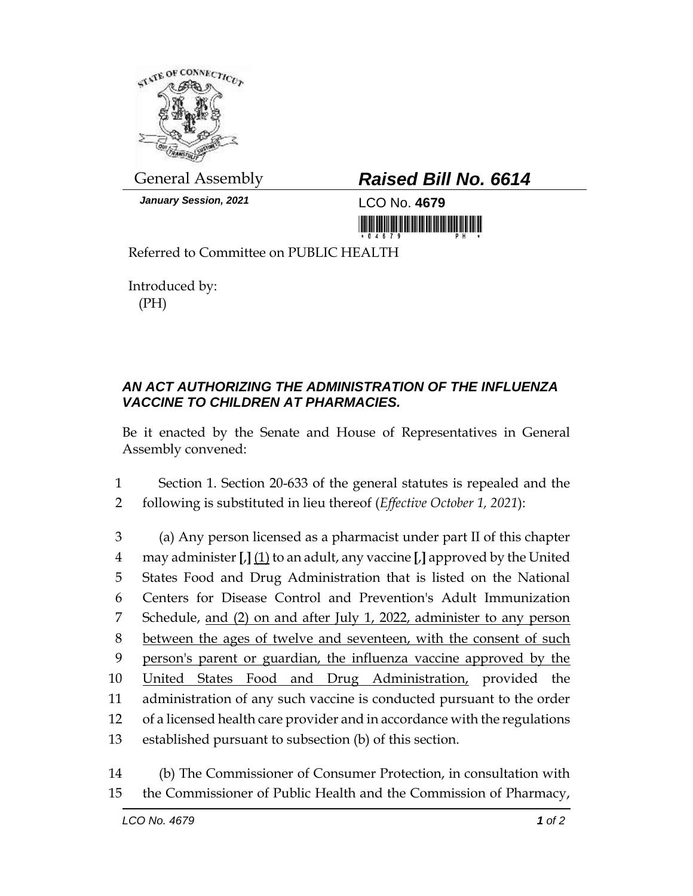General Assembly

***Raised Bill No. 6614***

***January Session, 2021***

LCO No. **4679**

Referred to Committee on PUBLIC HEALTH

Introduced by:
(PH)

## *AN ACT AUTHORIZING THE ADMINISTRATION OF THE INFLUENZA VACCINE TO CHILDREN AT PHARMACIES.*

Be it enacted by the Senate and House of Representatives in General Assembly convened:

1 Section 1. Section 20-633 of the general statutes is repealed and the
2 following is substituted in lieu thereof (*Effective October 1, 2021*):

3 (a) Any person licensed as a pharmacist under part II of this chapter
4 may administer **[**,**]** <u>(1)</u> to an adult, any vaccine **[**,**]** approved by the United
5 States Food and Drug Administration that is listed on the National
6 Centers for Disease Control and Prevention's Adult Immunization
7 Schedule, <u>and (2) on and after July 1, 2022, administer to any person</u>
8 <u>between the ages of twelve and seventeen, with the consent of such</u>
9 <u>person's parent or guardian, the influenza vaccine approved by the</u>
10 <u>United States Food and Drug Administration,</u> provided the
11 administration of any such vaccine is conducted pursuant to the order
12 of a licensed health care provider and in accordance with the regulations
13 established pursuant to subsection (b) of this section.

14 (b) The Commissioner of Consumer Protection, in consultation with
15 the Commissioner of Public Health and the Commission of Pharmacy,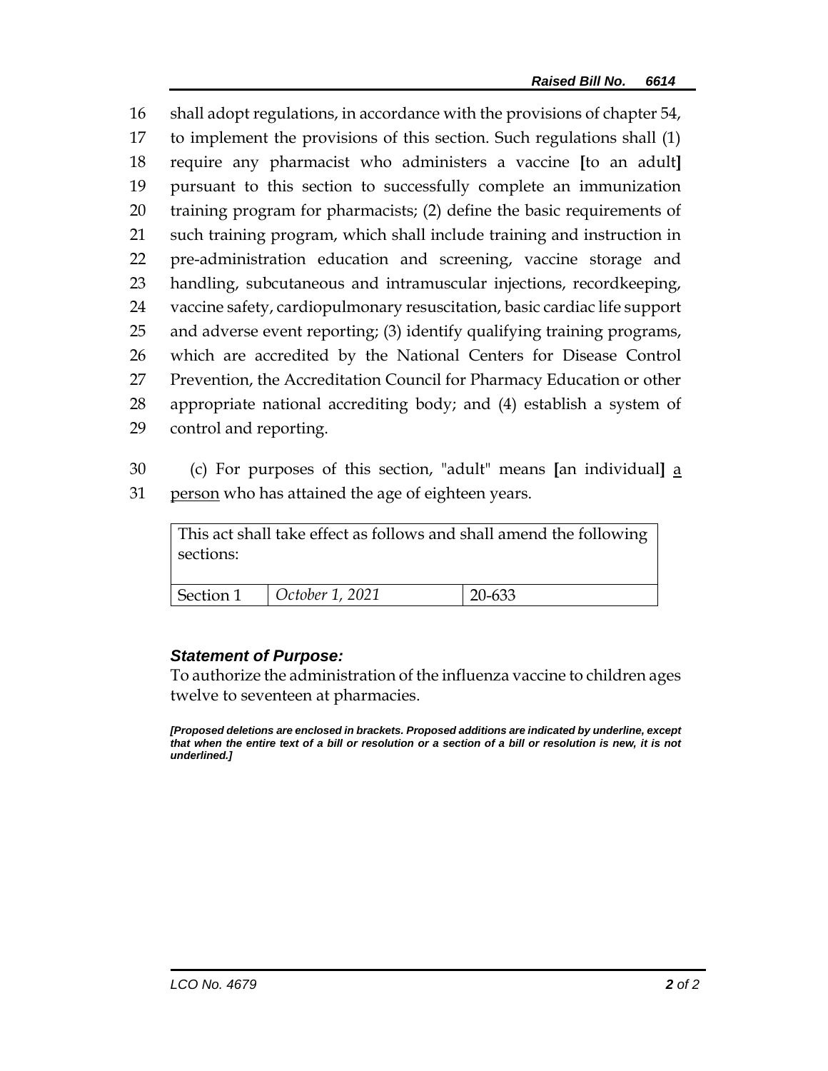16 shall adopt regulations, in accordance with the provisions of chapter 54,
17 to implement the provisions of this section. Such regulations shall (1)
18 require any pharmacist who administers a vaccine **[**to an adult**]**
19 pursuant to this section to successfully complete an immunization
20 training program for pharmacists; (2) define the basic requirements of
21 such training program, which shall include training and instruction in
22 pre-administration education and screening, vaccine storage and
23 handling, subcutaneous and intramuscular injections, recordkeeping,
24 vaccine safety, cardiopulmonary resuscitation, basic cardiac life support
25 and adverse event reporting; (3) identify qualifying training programs,
26 which are accredited by the National Centers for Disease Control
27 Prevention, the Accreditation Council for Pharmacy Education or other
28 appropriate national accrediting body; and (4) establish a system of
29 control and reporting.

30 (c) For purposes of this section, "adult" means **[**an individual**]** <u>a</u>
31 <u>person</u> who has attained the age of eighteen years.

| This act shall take effect as follows and shall amend the following sections: | | |
|---|---|---|
| Section 1 | *October 1, 2021* | 20-633 |

### *Statement of Purpose:*

To authorize the administration of the influenza vaccine to children ages twelve to seventeen at pharmacies.

***[Proposed deletions are enclosed in brackets. Proposed additions are indicated by underline, except that when the entire text of a bill or resolution or a section of a bill or resolution is new, it is not underlined.]***